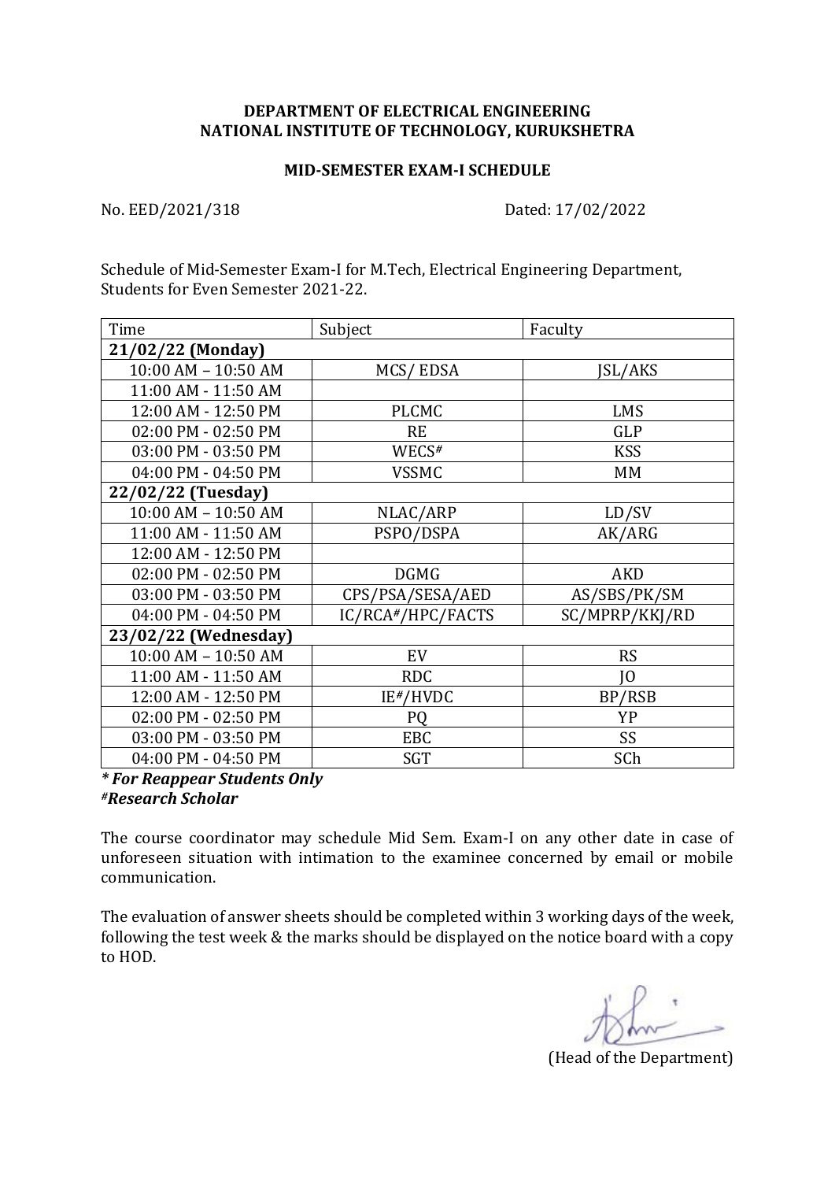**DEPARTMENT OF ELECTRICAL ENGINEERING**
**NATIONAL INSTITUTE OF TECHNOLOGY, KURUKSHETRA**

**MID-SEMESTER EXAM-I SCHEDULE**

No. EED/2021/318 Dated: 17/02/2022

Schedule of Mid-Semester Exam-I for M.Tech, Electrical Engineering Department, Students for Even Semester 2021-22.

| Time | Subject | Faculty |
|---|---|---|
| **21/02/22 (Monday)** | | |
| 10:00 AM – 10:50 AM | MCS/ EDSA | JSL/AKS |
| 11:00 AM - 11:50 AM | | |
| 12:00 AM - 12:50 PM | PLCMC | LMS |
| 02:00 PM - 02:50 PM | RE | GLP |
| 03:00 PM - 03:50 PM | WECS# | KSS |
| 04:00 PM - 04:50 PM | VSSMC | MM |
| **22/02/22 (Tuesday)** | | |
| 10:00 AM – 10:50 AM | NLAC/ARP | LD/SV |
| 11:00 AM - 11:50 AM | PSPO/DSPA | AK/ARG |
| 12:00 AM - 12:50 PM | | |
| 02:00 PM - 02:50 PM | DGMG | AKD |
| 03:00 PM - 03:50 PM | CPS/PSA/SESA/AED | AS/SBS/PK/SM |
| 04:00 PM - 04:50 PM | IC/RCA#/HPC/FACTS | SC/MPRP/KKJ/RD |
| **23/02/22 (Wednesday)** | | |
| 10:00 AM – 10:50 AM | EV | RS |
| 11:00 AM - 11:50 AM | RDC | JO |
| 12:00 AM - 12:50 PM | IE#/HVDC | BP/RSB |
| 02:00 PM - 02:50 PM | PQ | YP |
| 03:00 PM - 03:50 PM | EBC | SS |
| 04:00 PM - 04:50 PM | SGT | SCh |

***\* For Reappear Students Only***
***#Research Scholar***

The course coordinator may schedule Mid Sem. Exam-I on any other date in case of unforeseen situation with intimation to the examinee concerned by email or mobile communication.

The evaluation of answer sheets should be completed within 3 working days of the week, following the test week & the marks should be displayed on the notice board with a copy to HOD.

(Head of the Department)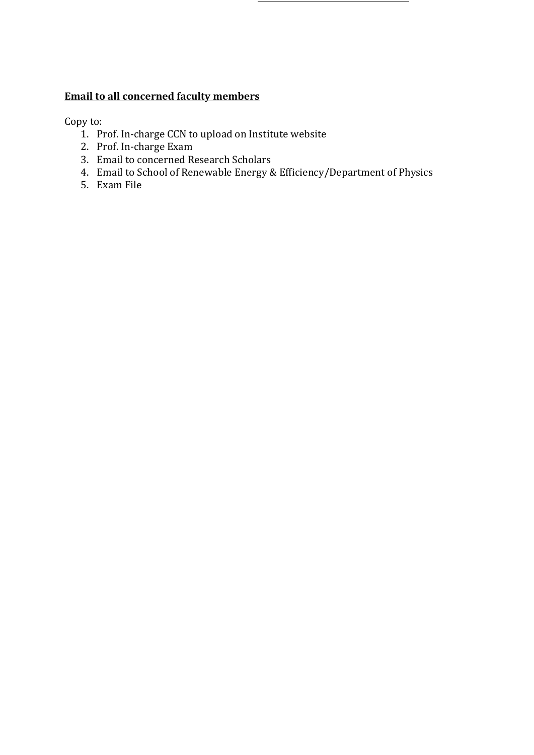**<u>Email to all concerned faculty members</u>**

Copy to:

1. Prof. In-charge CCN to upload on Institute website
2. Prof. In-charge Exam
3. Email to concerned Research Scholars
4. Email to School of Renewable Energy & Efficiency/Department of Physics
5. Exam File